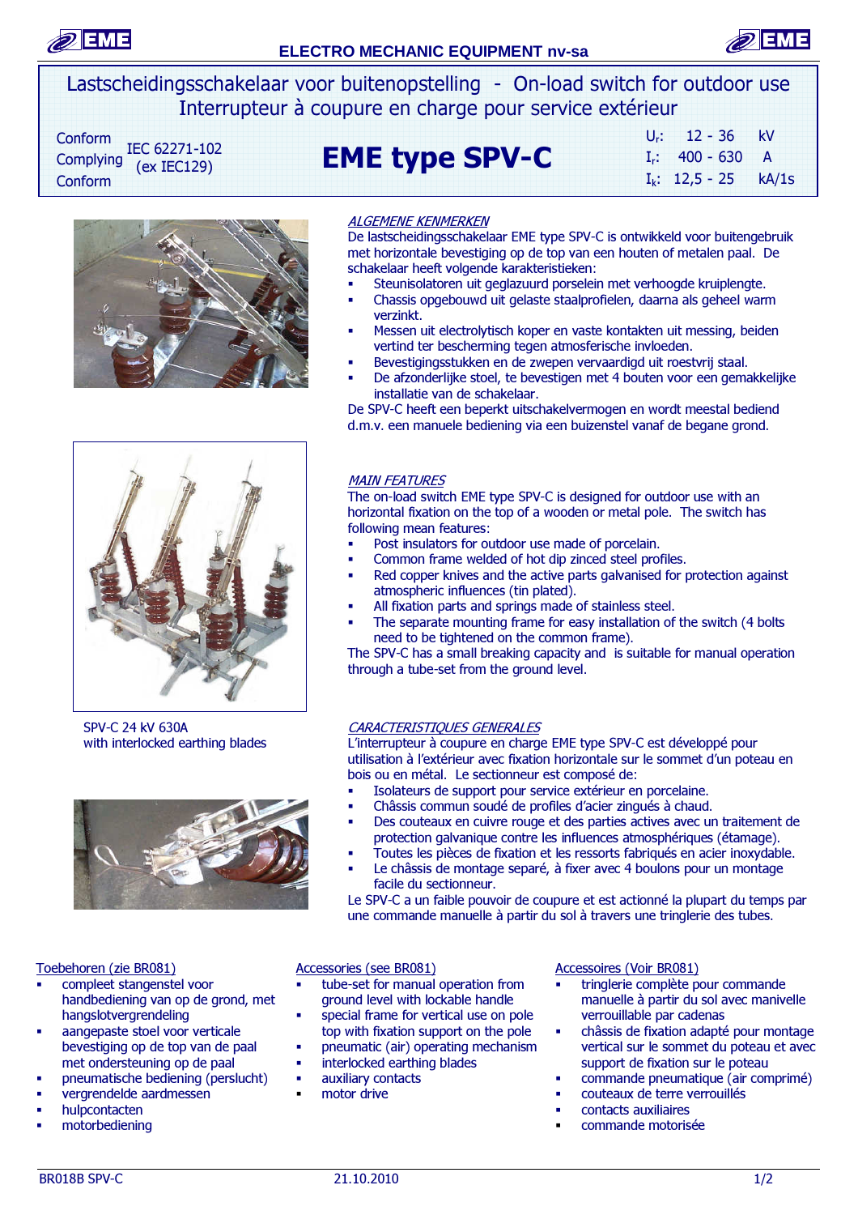# Lastscheidingsschakelaar voor buitenopstelling - On-load switch for outdoor use
## Interrupteur à coupure en charge pour service extérieur

Conform / Complying / Conform IEC 62271-102 (ex IEC129)

# EME type SPV-C

$U_r$: 12 - 36 kV
$I_r$: 400 - 630 A
$I_k$: 12,5 - 25 kA/1s

### ALGEMENE KENMERKEN

De lastscheidingsschakelaar EME type SPV-C is ontwikkeld voor buitengebruik met horizontale bevestiging op de top van een houten of metalen paal. De schakelaar heeft volgende karakteristieken:

- Steunisolatoren uit geglazuurd porselein met verhoogde kruiplengte.
- Chassis opgebouwd uit gelaste staalprofielen, daarna als geheel warm verzinkt.
- Messen uit electrolytisch koper en vaste kontakten uit messing, beiden vertind ter bescherming tegen atmosferische invloeden.
- Bevestigingsstukken en de zwepen vervaardigd uit roestvrij staal.
- De afzonderlijke stoel, te bevestigen met 4 bouten voor een gemakkelijke installatie van de schakelaar.

De SPV-C heeft een beperkt uitschakelvermogen en wordt meestal bediend d.m.v. een manuele bediening via een buizenstel vanaf de begane grond.

### MAIN FEATURES

The on-load switch EME type SPV-C is designed for outdoor use with an horizontal fixation on the top of a wooden or metal pole. The switch has following mean features:

- Post insulators for outdoor use made of porcelain.
- Common frame welded of hot dip zinced steel profiles.
- Red copper knives and the active parts galvanised for protection against atmospheric influences (tin plated).
- All fixation parts and springs made of stainless steel.
- The separate mounting frame for easy installation of the switch (4 bolts need to be tightened on the common frame).

The SPV-C has a small breaking capacity and is suitable for manual operation through a tube-set from the ground level.

SPV-C 24 kV 630A
with interlocked earthing blades

### CARACTERISTIQUES GENERALES

L'interrupteur à coupure en charge EME type SPV-C est développé pour utilisation à l'extérieur avec fixation horizontale sur le sommet d'un poteau en bois ou en métal. Le sectionneur est composé de:

- Isolateurs de support pour service extérieur en porcelaine.
- Châssis commun soudé de profiles d'acier zingués à chaud.
- Des couteaux en cuivre rouge et des parties actives avec un traitement de protection galvanique contre les influences atmosphériques (étamage).
- Toutes les pièces de fixation et les ressorts fabriqués en acier inoxydable.
- Le châssis de montage separé, à fixer avec 4 boulons pour un montage facile du sectionneur.

Le SPV-C a un faible pouvoir de coupure et est actionné la plupart du temps par une commande manuelle à partir du sol à travers une tringlerie des tubes.

### Toebehoren (zie BR081)

- compleet stangenstel voor handbediening van op de grond, met hangslotvergrendeling
- aangepaste stoel voor verticale bevestiging op de top van de paal met ondersteuning op de paal
- pneumatische bediening (perslucht)
- vergrendelde aardmessen
- hulpcontacten
- motorbediening

### Accessories (see BR081)

- tube-set for manual operation from ground level with lockable handle
- special frame for vertical use on pole top with fixation support on the pole
- pneumatic (air) operating mechanism
- interlocked earthing blades
- auxiliary contacts
- motor drive

### Accessoires (Voir BR081)

- tringlerie complète pour commande manuelle à partir du sol avec manivelle verrouillable par cadenas
- châssis de fixation adapté pour montage vertical sur le sommet du poteau et avec support de fixation sur le poteau
- commande pneumatique (air comprimé)
- couteaux de terre verrouillés
- contacts auxiliaires
- commande motorisée

BR018B SPV-C 21.10.2010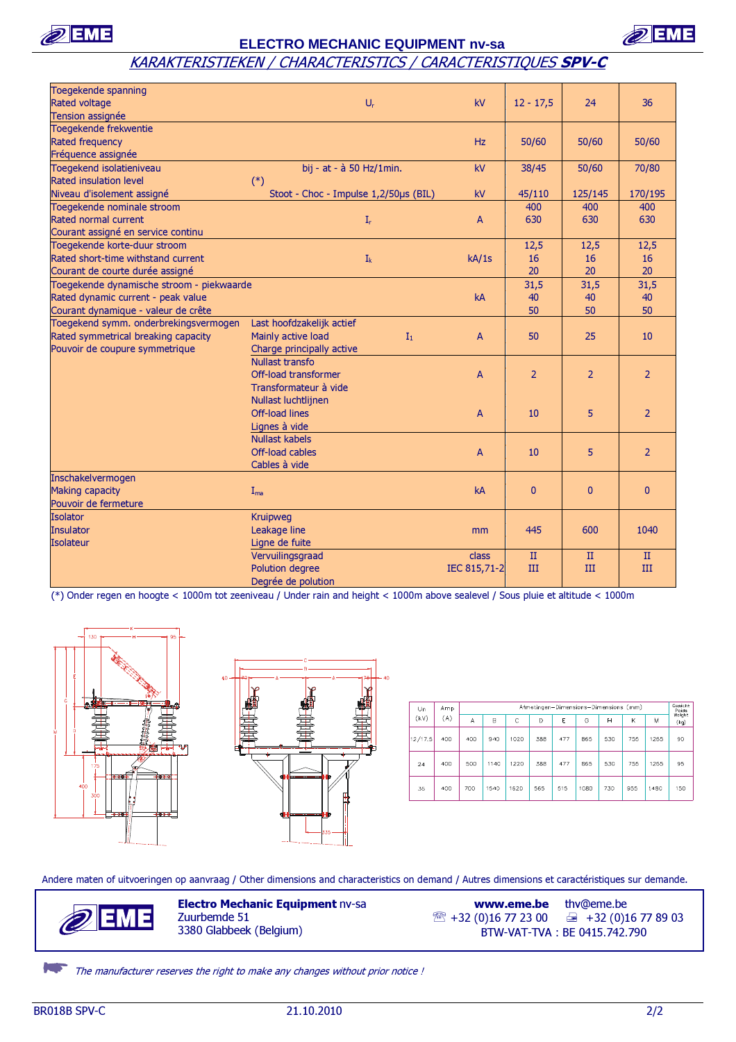## ELECTRO MECHANIC EQUIPMENT nv-sa

## KARAKTERISTIEKEN / CHARACTERISTICS / CARACTERISTIQUES **SPV-C**

| | | | | | | |
|---|---|---|---|---|---|---|
| Toegekende spanning<br>Rated voltage<br>Tension assignée | | $U_r$ | kV | 12 - 17,5 | 24 | 36 |
| Toegekende frekwentie<br>Rated frequency<br>Fréquence assignée | | | Hz | 50/60 | 50/60 | 50/60 |
| Toegekend isolatieniveau<br>Rated insulation level<br>Niveau d'isolement assigné | (*) | bij - at - à 50 Hz/1min. | kV | 38/45 | 50/60 | 70/80 |
| | | Stoot - Choc - Impulse 1,2/50µs (BIL) | kV | 45/110 | 125/145 | 170/195 |
| Toegekende nominale stroom<br>Rated normal current<br>Courant assigné en service continu | | $I_r$ | A | 400<br>630 | 400<br>630 | 400<br>630 |
| Toegekende korte-duur stroom<br>Rated short-time withstand current<br>Courant de courte durée assigné | | $I_k$ | kA/1s | 12,5<br>16<br>20 | 12,5<br>16<br>20 | 12,5<br>16<br>20 |
| Toegekende dynamische stroom - piekwaarde<br>Rated dynamic current - peak value<br>Courant dynamique - valeur de crête | | | kA | 31,5<br>40<br>50 | 31,5<br>40<br>50 | 31,5<br>40<br>50 |
| Toegekend symm. onderbrekingsvermogen<br>Rated symmetrical breaking capacity<br>Pouvoir de coupure symmetrique | Last hoofdzakelijk actief<br>Mainly active load<br>Charge principally active | $I_1$ | A | 50 | 25 | 10 |
| | Nullast transfo<br>Off-load transformer<br>Transformateur à vide | | A | 2 | 2 | 2 |
| | Nullast luchtlijnen<br>Off-load lines<br>Lignes à vide | | A | 10 | 5 | 2 |
| | Nullast kabels<br>Off-load cables<br>Cables à vide | | A | 10 | 5 | 2 |
| Inschakelvermogen<br>Making capacity<br>Pouvoir de fermeture | | $I_{ma}$ | kA | 0 | 0 | 0 |
| Isolator<br>Insulator<br>Isolateur | Kruipweg<br>Leakage line<br>Ligne de fuite | | mm | 445 | 600 | 1040 |
| | Vervuilingsgraad<br>Polution degree<br>Degrée de polution | | class<br>IEC 815,71-2 | II<br>III | II<br>III | II<br>III |

(*) Onder regen en hoogte < 1000m tot zeeniveau / Under rain and height < 1000m above sealevel / Sous pluie et altitude < 1000m

| Un (kV) | Amp (A) | Afmetingen–Dimensions–Dimensions (mm) | | | | | | | | | Gewicht Poids Weight (kg) |
|---|---|---|---|---|---|---|---|---|---|---|---|
| | | A | B | C | D | E | G | H | K | M | |
| 12/17.5 | 400 | 400 | 940 | 1020 | 388 | 477 | 865 | 530 | 755 | 1265 | 90 |
| 24 | 400 | 500 | 1140 | 1220 | 388 | 477 | 865 | 530 | 755 | 1265 | 95 |
| 36 | 400 | 700 | 1540 | 1620 | 565 | 515 | 1080 | 730 | 955 | 1480 | 150 |

Andere maten of uitvoeringen op aanvraag / Other dimensions and characteristics on demand / Autres dimensions et caractéristiques sur demande.

**Electro Mechanic Equipment** nv-sa
Zuurbemde 51
3380 Glabbeek (Belgium)

**www.eme.be** thv@eme.be
+32 (0)16 77 23 00 +32 (0)16 77 89 03
BTW-VAT-TVA : BE 0415.742.790

*The manufacturer reserves the right to make any changes without prior notice !*

BR018B SPV-C 21.10.2010